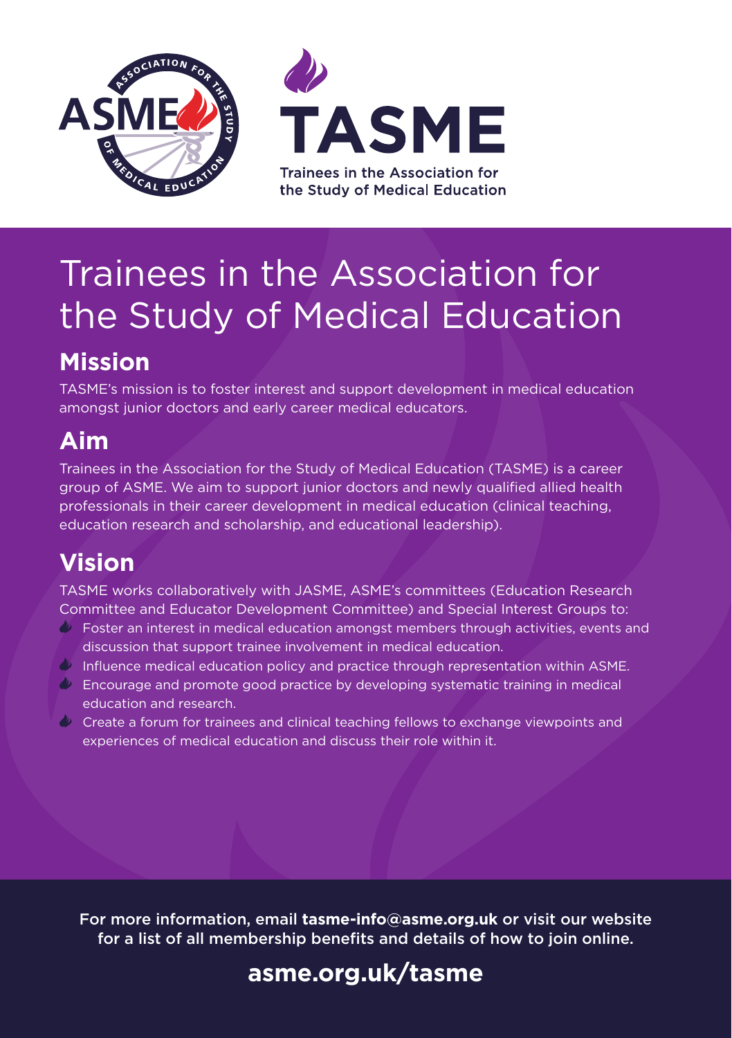TASME

Trainees in the Association for the Study of Medical Education

# Trainees in the Association for the Study of Medical Education

## Mission

TASME's mission is to foster interest and support development in medical education amongst junior doctors and early career medical educators.

## Aim

Trainees in the Association for the Study of Medical Education (TASME) is a career group of ASME. We aim to support junior doctors and newly qualified allied health professionals in their career development in medical education (clinical teaching, education research and scholarship, and educational leadership).

## Vision

TASME works collaboratively with JASME, ASME's committees (Education Research Committee and Educator Development Committee) and Special Interest Groups to:

- Foster an interest in medical education amongst members through activities, events and discussion that support trainee involvement in medical education.
- Influence medical education policy and practice through representation within ASME.
- Encourage and promote good practice by developing systematic training in medical education and research.
- Create a forum for trainees and clinical teaching fellows to exchange viewpoints and experiences of medical education and discuss their role within it.

For more information, email **tasme-info@asme.org.uk** or visit our website for a list of all membership benefits and details of how to join online.

**asme.org.uk/tasme**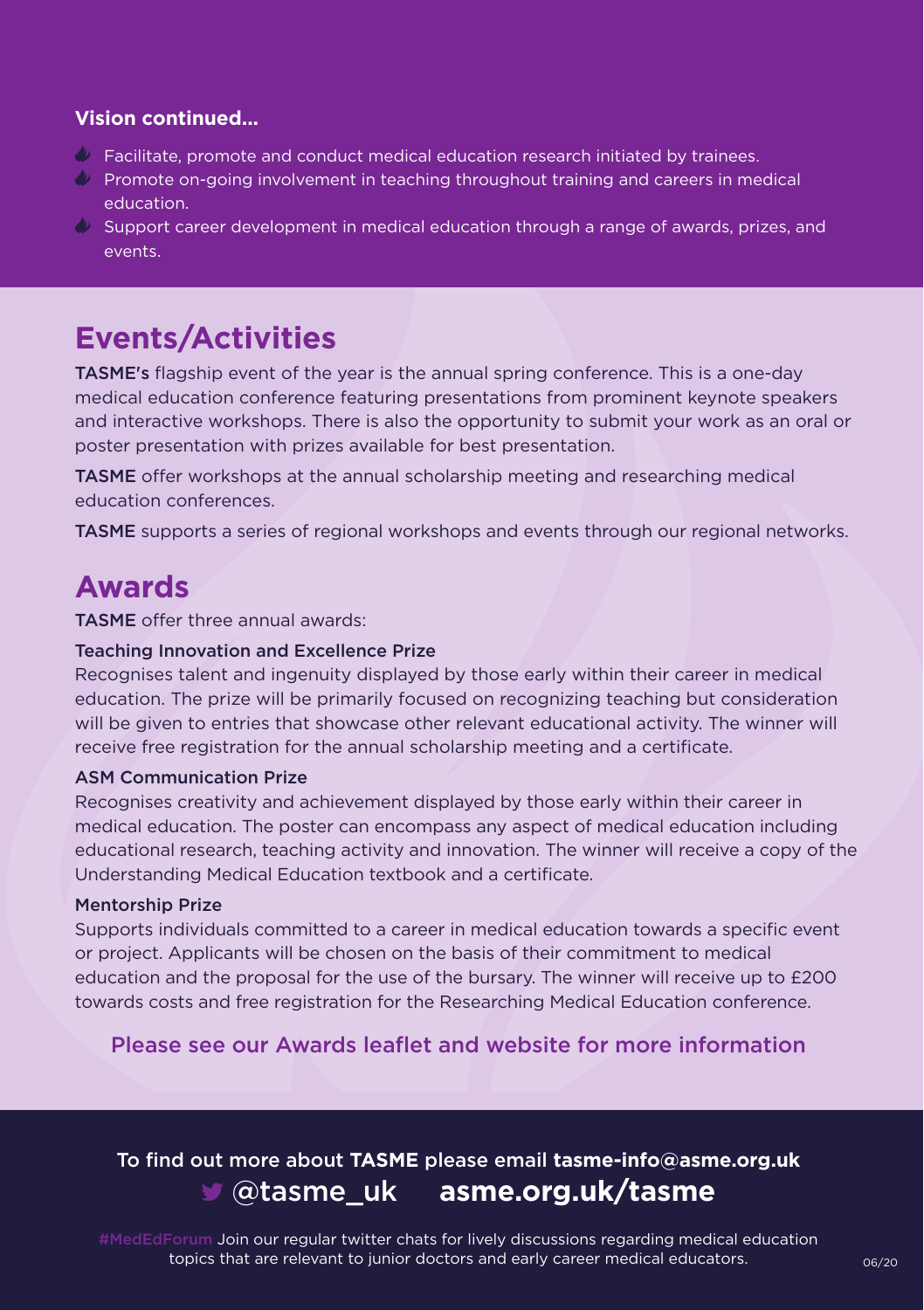**Vision continued...**

- Facilitate, promote and conduct medical education research initiated by trainees.
- Promote on-going involvement in teaching throughout training and careers in medical education.
- Support career development in medical education through a range of awards, prizes, and events.

## Events/Activities

**TASME's** flagship event of the year is the annual spring conference. This is a one-day medical education conference featuring presentations from prominent keynote speakers and interactive workshops. There is also the opportunity to submit your work as an oral or poster presentation with prizes available for best presentation.

**TASME** offer workshops at the annual scholarship meeting and researching medical education conferences.

**TASME** supports a series of regional workshops and events through our regional networks.

## Awards

**TASME** offer three annual awards:

### Teaching Innovation and Excellence Prize

Recognises talent and ingenuity displayed by those early within their career in medical education. The prize will be primarily focused on recognizing teaching but consideration will be given to entries that showcase other relevant educational activity. The winner will receive free registration for the annual scholarship meeting and a certificate.

### ASM Communication Prize

Recognises creativity and achievement displayed by those early within their career in medical education. The poster can encompass any aspect of medical education including educational research, teaching activity and innovation. The winner will receive a copy of the Understanding Medical Education textbook and a certificate.

### Mentorship Prize

Supports individuals committed to a career in medical education towards a specific event or project. Applicants will be chosen on the basis of their commitment to medical education and the proposal for the use of the bursary. The winner will receive up to £200 towards costs and free registration for the Researching Medical Education conference.

Please see our Awards leaflet and website for more information

To find out more about **TASME** please email **tasme-info@asme.org.uk**

**@tasme_uk** **asme.org.uk/tasme**

#MedEdForum Join our regular twitter chats for lively discussions regarding medical education topics that are relevant to junior doctors and early career medical educators.

06/20